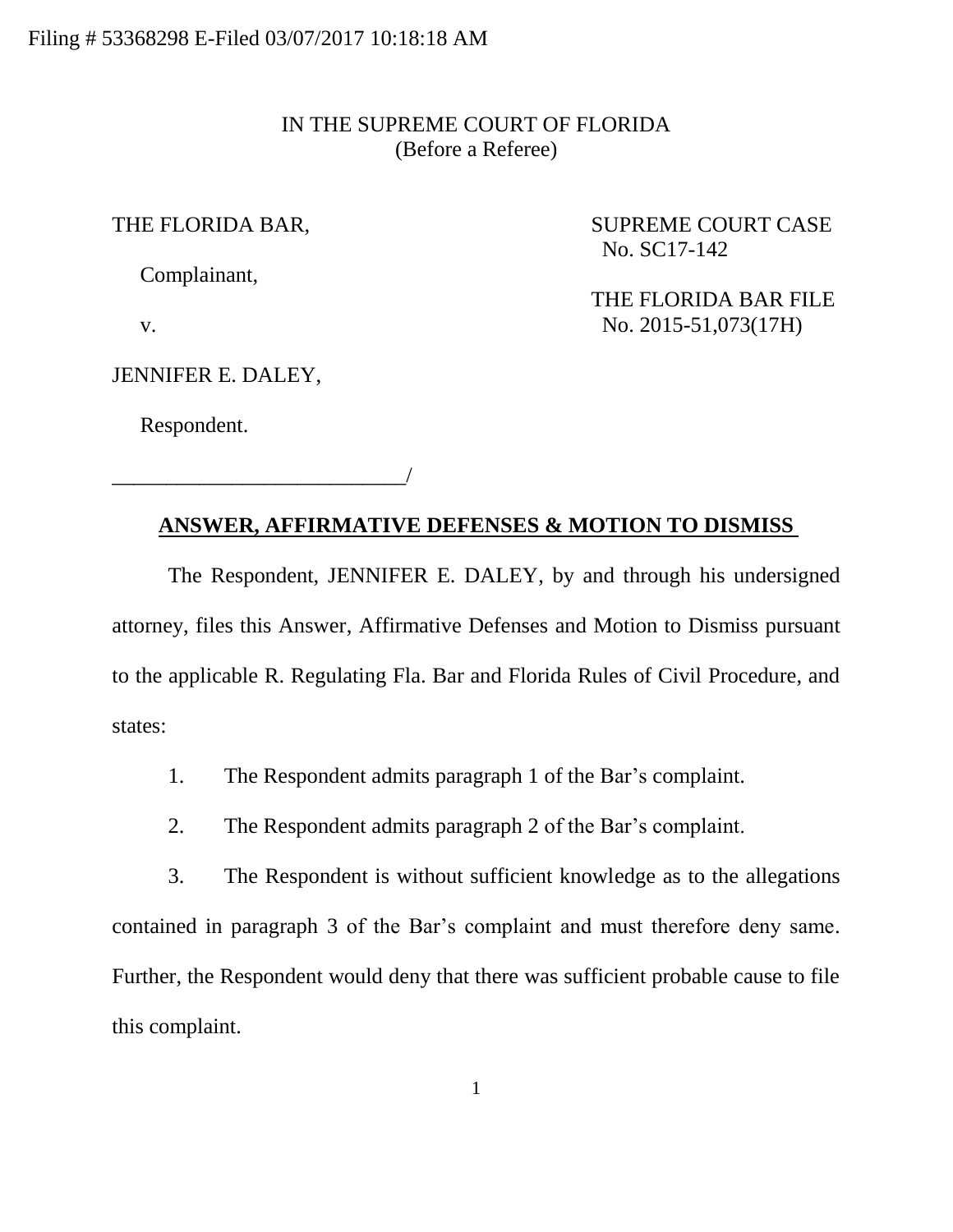Filing # 53368298 E-Filed 03/07/2017 10:18:18 AM

IN THE SUPREME COURT OF FLORIDA
(Before a Referee)

THE FLORIDA BAR,

Complainant,

v.

JENNIFER E. DALEY,

Respondent.

___________________________/

SUPREME COURT CASE
No. SC17-142

THE FLORIDA BAR FILE
No. 2015-51,073(17H)

## ANSWER, AFFIRMATIVE DEFENSES & MOTION TO DISMISS

The Respondent, JENNIFER E. DALEY, by and through his undersigned attorney, files this Answer, Affirmative Defenses and Motion to Dismiss pursuant to the applicable R. Regulating Fla. Bar and Florida Rules of Civil Procedure, and states:

1. The Respondent admits paragraph 1 of the Bar's complaint.

2. The Respondent admits paragraph 2 of the Bar's complaint.

3. The Respondent is without sufficient knowledge as to the allegations contained in paragraph 3 of the Bar's complaint and must therefore deny same. Further, the Respondent would deny that there was sufficient probable cause to file this complaint.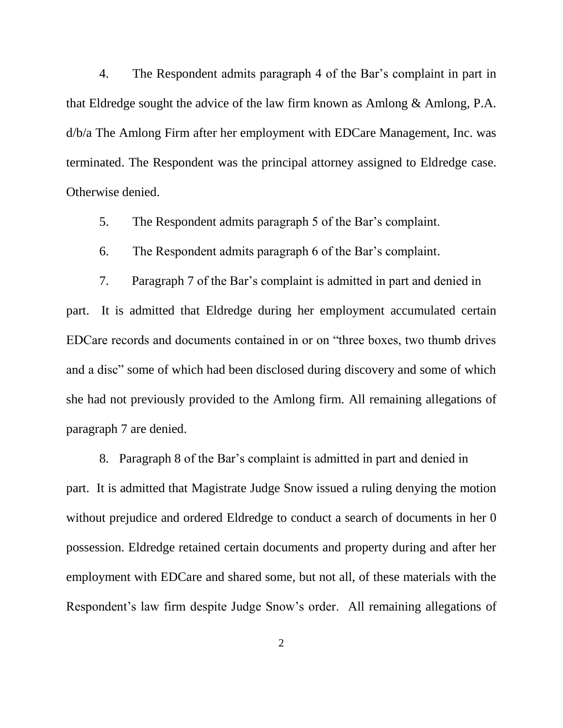4. The Respondent admits paragraph 4 of the Bar's complaint in part in that Eldredge sought the advice of the law firm known as Amlong & Amlong, P.A. d/b/a The Amlong Firm after her employment with EDCare Management, Inc. was terminated. The Respondent was the principal attorney assigned to Eldredge case. Otherwise denied.

5. The Respondent admits paragraph 5 of the Bar's complaint.

6. The Respondent admits paragraph 6 of the Bar's complaint.

7. Paragraph 7 of the Bar's complaint is admitted in part and denied in part. It is admitted that Eldredge during her employment accumulated certain EDCare records and documents contained in or on "three boxes, two thumb drives and a disc" some of which had been disclosed during discovery and some of which she had not previously provided to the Amlong firm. All remaining allegations of paragraph 7 are denied.

8. Paragraph 8 of the Bar's complaint is admitted in part and denied in part. It is admitted that Magistrate Judge Snow issued a ruling denying the motion without prejudice and ordered Eldredge to conduct a search of documents in her 0 possession. Eldredge retained certain documents and property during and after her employment with EDCare and shared some, but not all, of these materials with the Respondent's law firm despite Judge Snow's order. All remaining allegations of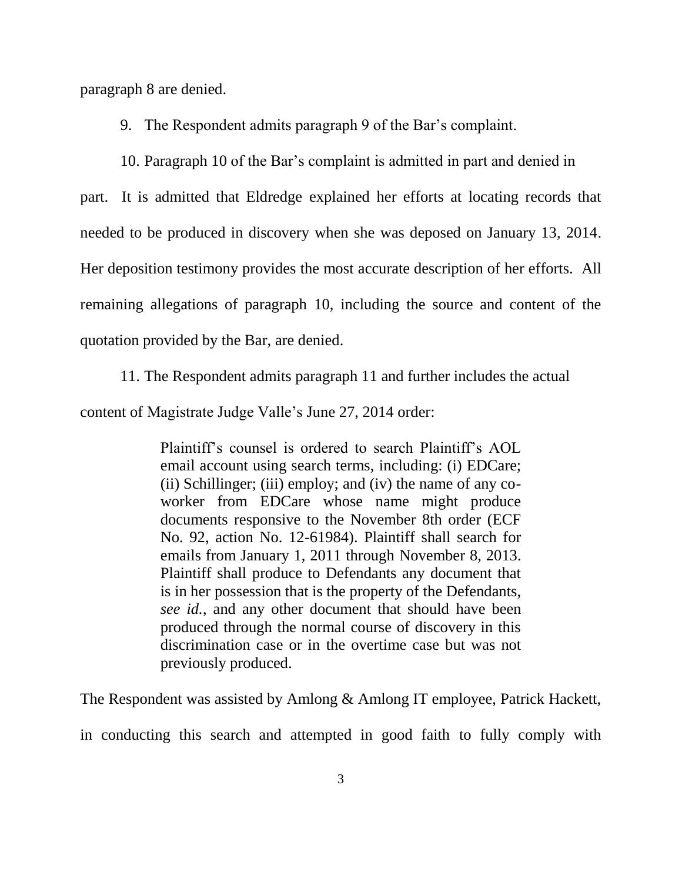paragraph 8 are denied.

9. The Respondent admits paragraph 9 of the Bar's complaint.

10. Paragraph 10 of the Bar's complaint is admitted in part and denied in part. It is admitted that Eldredge explained her efforts at locating records that needed to be produced in discovery when she was deposed on January 13, 2014. Her deposition testimony provides the most accurate description of her efforts. All remaining allegations of paragraph 10, including the source and content of the quotation provided by the Bar, are denied.

11. The Respondent admits paragraph 11 and further includes the actual content of Magistrate Judge Valle's June 27, 2014 order:

> Plaintiff's counsel is ordered to search Plaintiff's AOL email account using search terms, including: (i) EDCare; (ii) Schillinger; (iii) employ; and (iv) the name of any co-worker from EDCare whose name might produce documents responsive to the November 8th order (ECF No. 92, action No. 12-61984). Plaintiff shall search for emails from January 1, 2011 through November 8, 2013. Plaintiff shall produce to Defendants any document that is in her possession that is the property of the Defendants, *see id.*, and any other document that should have been produced through the normal course of discovery in this discrimination case or in the overtime case but was not previously produced.

The Respondent was assisted by Amlong & Amlong IT employee, Patrick Hackett, in conducting this search and attempted in good faith to fully comply with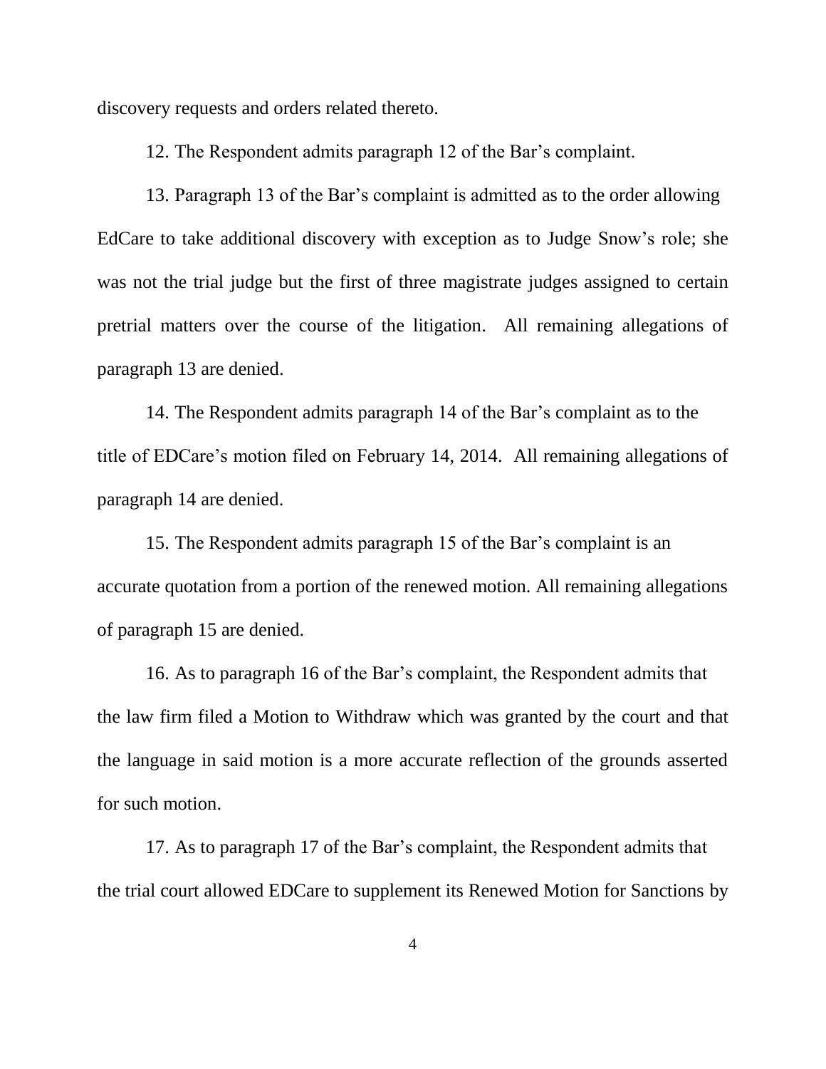discovery requests and orders related thereto.

12. The Respondent admits paragraph 12 of the Bar's complaint.

13. Paragraph 13 of the Bar's complaint is admitted as to the order allowing EdCare to take additional discovery with exception as to Judge Snow's role; she was not the trial judge but the first of three magistrate judges assigned to certain pretrial matters over the course of the litigation. All remaining allegations of paragraph 13 are denied.

14. The Respondent admits paragraph 14 of the Bar's complaint as to the title of EDCare's motion filed on February 14, 2014. All remaining allegations of paragraph 14 are denied.

15. The Respondent admits paragraph 15 of the Bar's complaint is an accurate quotation from a portion of the renewed motion. All remaining allegations of paragraph 15 are denied.

16. As to paragraph 16 of the Bar's complaint, the Respondent admits that the law firm filed a Motion to Withdraw which was granted by the court and that the language in said motion is a more accurate reflection of the grounds asserted for such motion.

17. As to paragraph 17 of the Bar's complaint, the Respondent admits that the trial court allowed EDCare to supplement its Renewed Motion for Sanctions by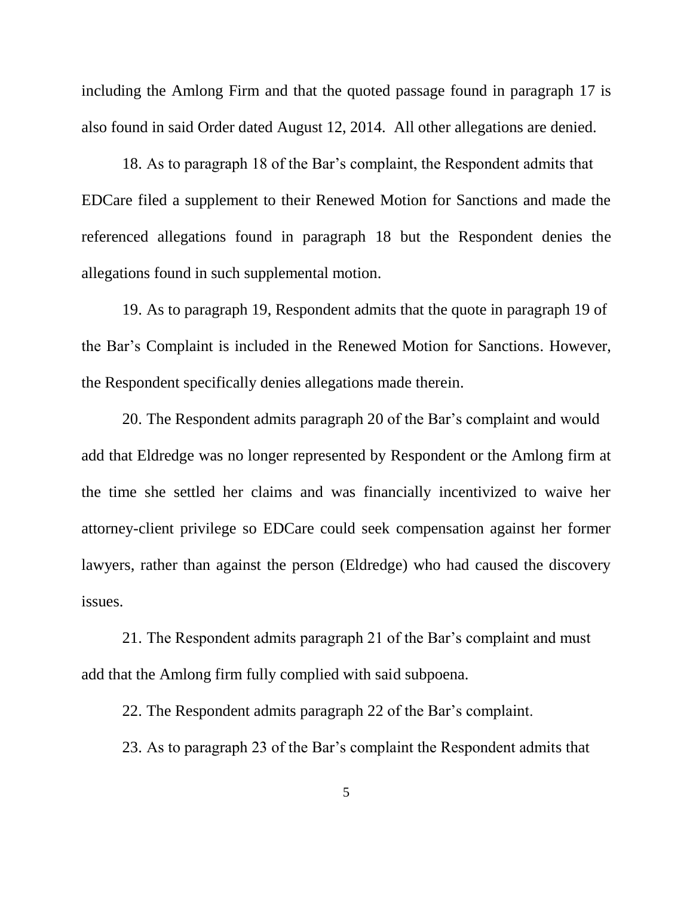including the Amlong Firm and that the quoted passage found in paragraph 17 is also found in said Order dated August 12, 2014. All other allegations are denied.

18. As to paragraph 18 of the Bar's complaint, the Respondent admits that EDCare filed a supplement to their Renewed Motion for Sanctions and made the referenced allegations found in paragraph 18 but the Respondent denies the allegations found in such supplemental motion.

19. As to paragraph 19, Respondent admits that the quote in paragraph 19 of the Bar's Complaint is included in the Renewed Motion for Sanctions. However, the Respondent specifically denies allegations made therein.

20. The Respondent admits paragraph 20 of the Bar's complaint and would add that Eldredge was no longer represented by Respondent or the Amlong firm at the time she settled her claims and was financially incentivized to waive her attorney-client privilege so EDCare could seek compensation against her former lawyers, rather than against the person (Eldredge) who had caused the discovery issues.

21. The Respondent admits paragraph 21 of the Bar's complaint and must add that the Amlong firm fully complied with said subpoena.

22. The Respondent admits paragraph 22 of the Bar's complaint.

23. As to paragraph 23 of the Bar's complaint the Respondent admits that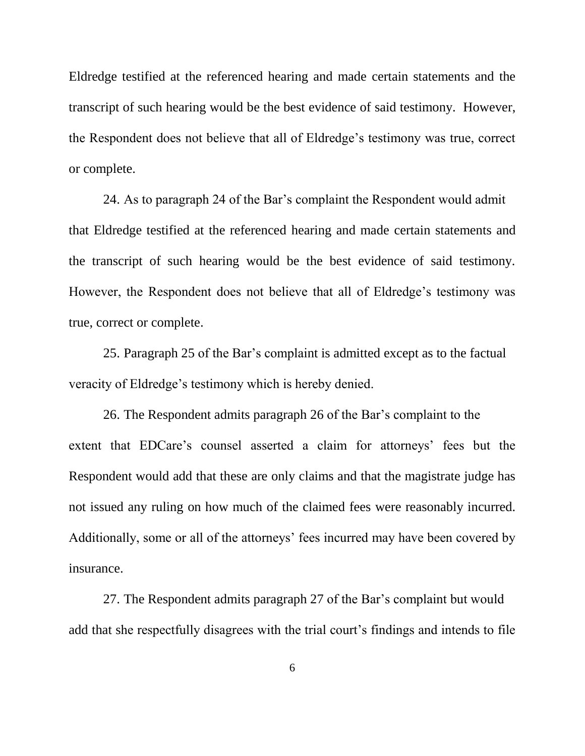Eldredge testified at the referenced hearing and made certain statements and the transcript of such hearing would be the best evidence of said testimony. However, the Respondent does not believe that all of Eldredge's testimony was true, correct or complete.

24. As to paragraph 24 of the Bar's complaint the Respondent would admit that Eldredge testified at the referenced hearing and made certain statements and the transcript of such hearing would be the best evidence of said testimony. However, the Respondent does not believe that all of Eldredge's testimony was true, correct or complete.

25. Paragraph 25 of the Bar's complaint is admitted except as to the factual veracity of Eldredge's testimony which is hereby denied.

26. The Respondent admits paragraph 26 of the Bar's complaint to the extent that EDCare's counsel asserted a claim for attorneys' fees but the Respondent would add that these are only claims and that the magistrate judge has not issued any ruling on how much of the claimed fees were reasonably incurred. Additionally, some or all of the attorneys' fees incurred may have been covered by insurance.

27. The Respondent admits paragraph 27 of the Bar's complaint but would add that she respectfully disagrees with the trial court's findings and intends to file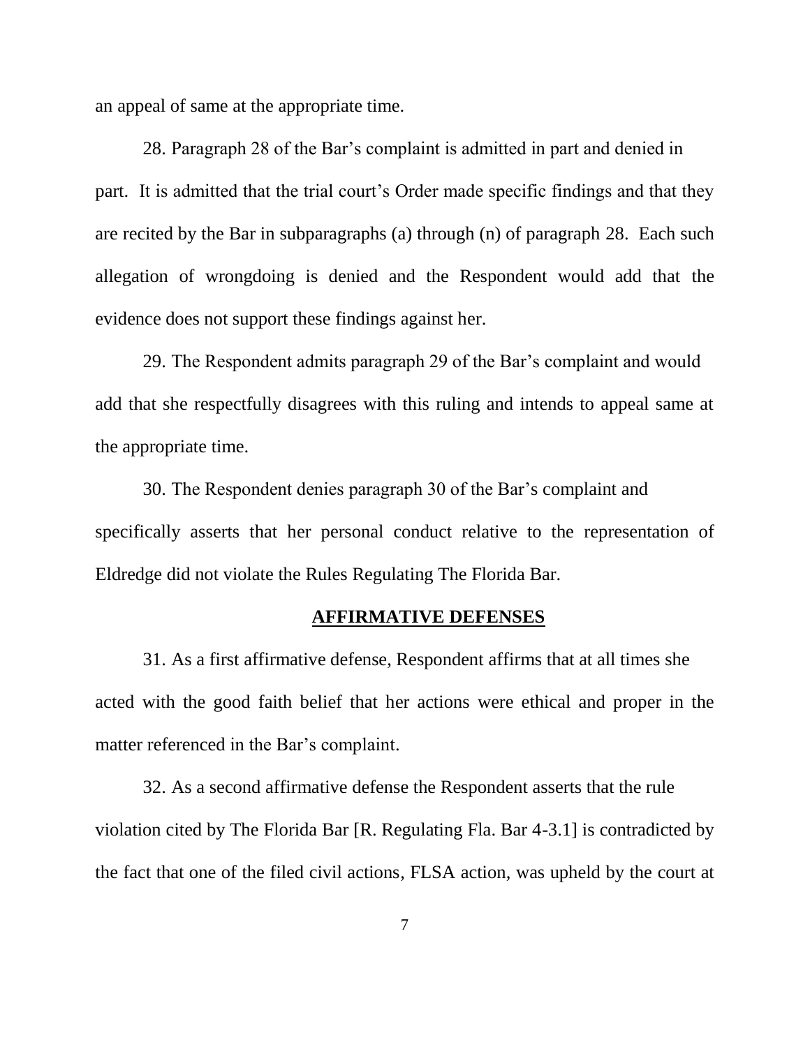an appeal of same at the appropriate time.

28. Paragraph 28 of the Bar's complaint is admitted in part and denied in part. It is admitted that the trial court's Order made specific findings and that they are recited by the Bar in subparagraphs (a) through (n) of paragraph 28. Each such allegation of wrongdoing is denied and the Respondent would add that the evidence does not support these findings against her.

29. The Respondent admits paragraph 29 of the Bar's complaint and would add that she respectfully disagrees with this ruling and intends to appeal same at the appropriate time.

30. The Respondent denies paragraph 30 of the Bar's complaint and specifically asserts that her personal conduct relative to the representation of Eldredge did not violate the Rules Regulating The Florida Bar.

## AFFIRMATIVE DEFENSES

31. As a first affirmative defense, Respondent affirms that at all times she acted with the good faith belief that her actions were ethical and proper in the matter referenced in the Bar's complaint.

32. As a second affirmative defense the Respondent asserts that the rule violation cited by The Florida Bar [R. Regulating Fla. Bar 4-3.1] is contradicted by the fact that one of the filed civil actions, FLSA action, was upheld by the court at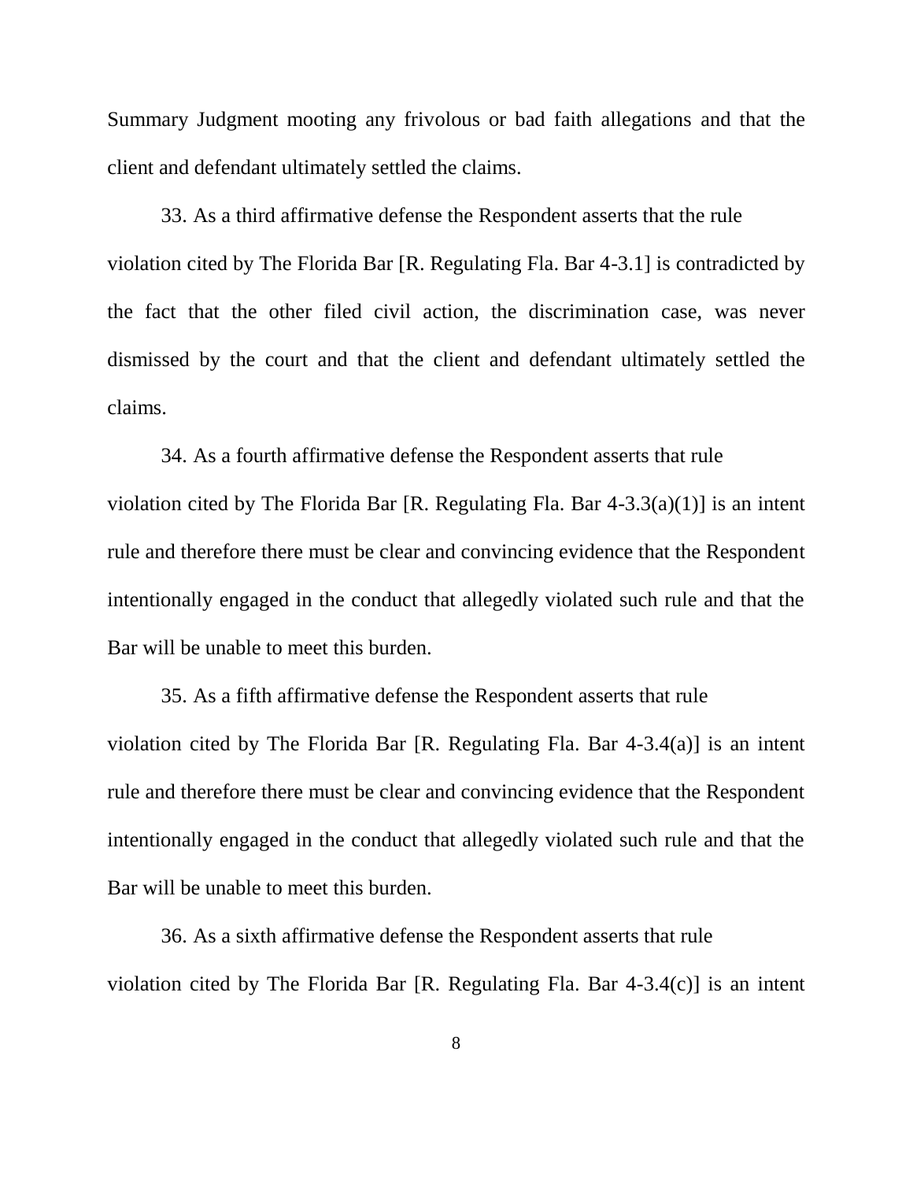Summary Judgment mooting any frivolous or bad faith allegations and that the client and defendant ultimately settled the claims.

33. As a third affirmative defense the Respondent asserts that the rule violation cited by The Florida Bar [R. Regulating Fla. Bar 4-3.1] is contradicted by the fact that the other filed civil action, the discrimination case, was never dismissed by the court and that the client and defendant ultimately settled the claims.

34. As a fourth affirmative defense the Respondent asserts that rule violation cited by The Florida Bar [R. Regulating Fla. Bar 4-3.3(a)(1)] is an intent rule and therefore there must be clear and convincing evidence that the Respondent intentionally engaged in the conduct that allegedly violated such rule and that the Bar will be unable to meet this burden.

35. As a fifth affirmative defense the Respondent asserts that rule violation cited by The Florida Bar [R. Regulating Fla. Bar 4-3.4(a)] is an intent rule and therefore there must be clear and convincing evidence that the Respondent intentionally engaged in the conduct that allegedly violated such rule and that the Bar will be unable to meet this burden.

36. As a sixth affirmative defense the Respondent asserts that rule violation cited by The Florida Bar [R. Regulating Fla. Bar 4-3.4(c)] is an intent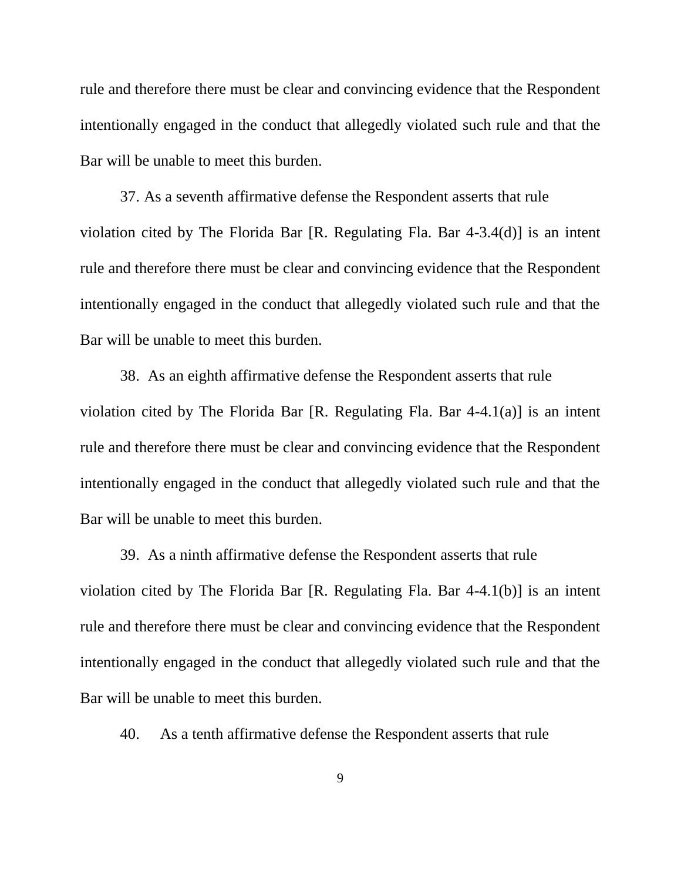rule and therefore there must be clear and convincing evidence that the Respondent intentionally engaged in the conduct that allegedly violated such rule and that the Bar will be unable to meet this burden.

37. As a seventh affirmative defense the Respondent asserts that rule violation cited by The Florida Bar [R. Regulating Fla. Bar 4-3.4(d)] is an intent rule and therefore there must be clear and convincing evidence that the Respondent intentionally engaged in the conduct that allegedly violated such rule and that the Bar will be unable to meet this burden.

38. As an eighth affirmative defense the Respondent asserts that rule violation cited by The Florida Bar [R. Regulating Fla. Bar 4-4.1(a)] is an intent rule and therefore there must be clear and convincing evidence that the Respondent intentionally engaged in the conduct that allegedly violated such rule and that the Bar will be unable to meet this burden.

39. As a ninth affirmative defense the Respondent asserts that rule violation cited by The Florida Bar [R. Regulating Fla. Bar 4-4.1(b)] is an intent rule and therefore there must be clear and convincing evidence that the Respondent intentionally engaged in the conduct that allegedly violated such rule and that the Bar will be unable to meet this burden.

40. As a tenth affirmative defense the Respondent asserts that rule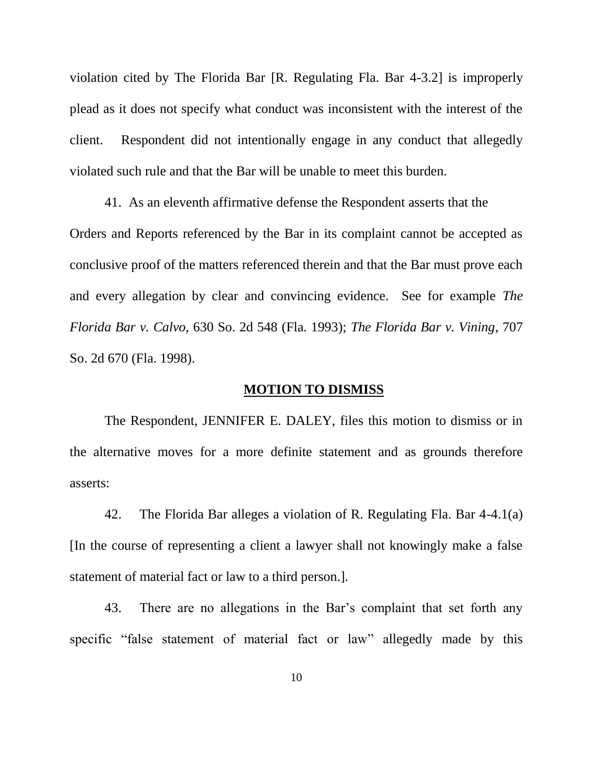violation cited by The Florida Bar [R. Regulating Fla. Bar 4-3.2] is improperly plead as it does not specify what conduct was inconsistent with the interest of the client. Respondent did not intentionally engage in any conduct that allegedly violated such rule and that the Bar will be unable to meet this burden.

41. As an eleventh affirmative defense the Respondent asserts that the Orders and Reports referenced by the Bar in its complaint cannot be accepted as conclusive proof of the matters referenced therein and that the Bar must prove each and every allegation by clear and convincing evidence. See for example *The Florida Bar v. Calvo*, 630 So. 2d 548 (Fla. 1993); *The Florida Bar v. Vining*, 707 So. 2d 670 (Fla. 1998).

## **MOTION TO DISMISS**

The Respondent, JENNIFER E. DALEY, files this motion to dismiss or in the alternative moves for a more definite statement and as grounds therefore asserts:

42. The Florida Bar alleges a violation of R. Regulating Fla. Bar 4-4.1(a) [In the course of representing a client a lawyer shall not knowingly make a false statement of material fact or law to a third person.].

43. There are no allegations in the Bar's complaint that set forth any specific "false statement of material fact or law" allegedly made by this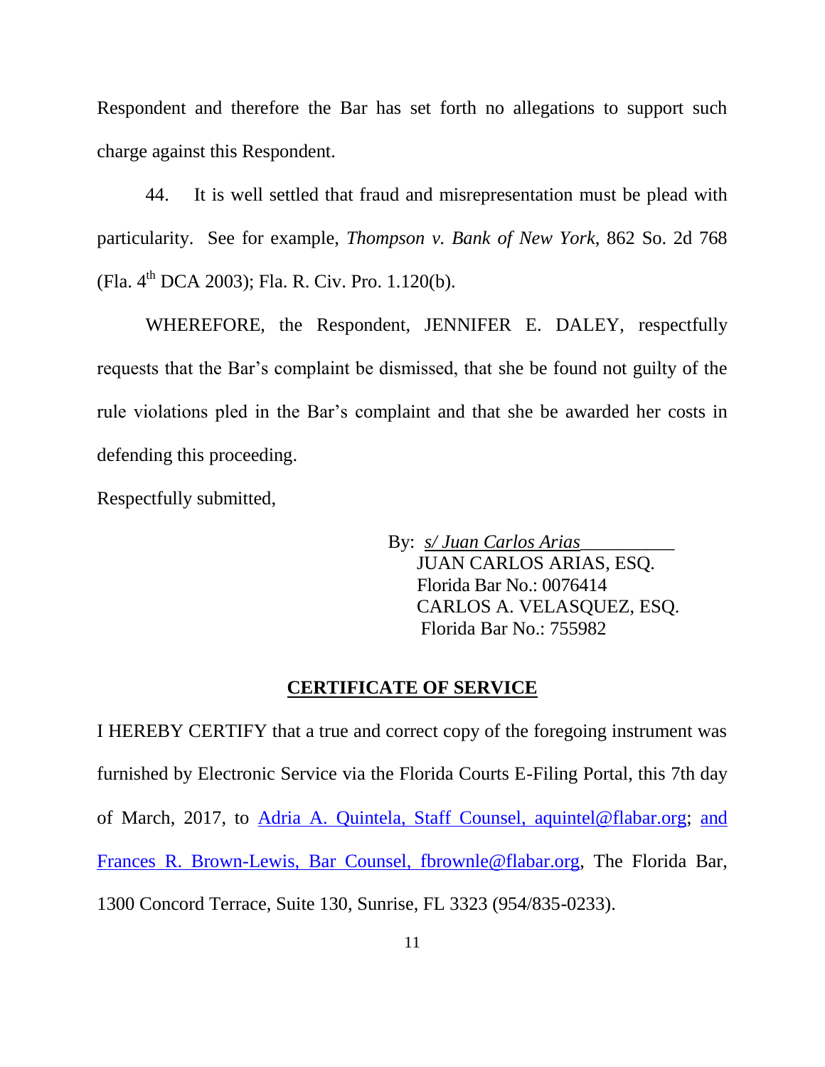Respondent and therefore the Bar has set forth no allegations to support such charge against this Respondent.

44. It is well settled that fraud and misrepresentation must be plead with particularity. See for example, *Thompson v. Bank of New York*, 862 So. 2d 768 (Fla. 4th DCA 2003); Fla. R. Civ. Pro. 1.120(b).

WHEREFORE, the Respondent, JENNIFER E. DALEY, respectfully requests that the Bar's complaint be dismissed, that she be found not guilty of the rule violations pled in the Bar's complaint and that she be awarded her costs in defending this proceeding.

Respectfully submitted,

By: *s/ Juan Carlos Arias*__________
JUAN CARLOS ARIAS, ESQ.
Florida Bar No.: 0076414
CARLOS A. VELASQUEZ, ESQ.
Florida Bar No.: 755982

**CERTIFICATE OF SERVICE**

I HEREBY CERTIFY that a true and correct copy of the foregoing instrument was furnished by Electronic Service via the Florida Courts E-Filing Portal, this 7th day of March, 2017, to Adria A. Quintela, Staff Counsel, aquintel@flabar.org; and Frances R. Brown-Lewis, Bar Counsel, fbrownle@flabar.org, The Florida Bar, 1300 Concord Terrace, Suite 130, Sunrise, FL 3323 (954/835-0233).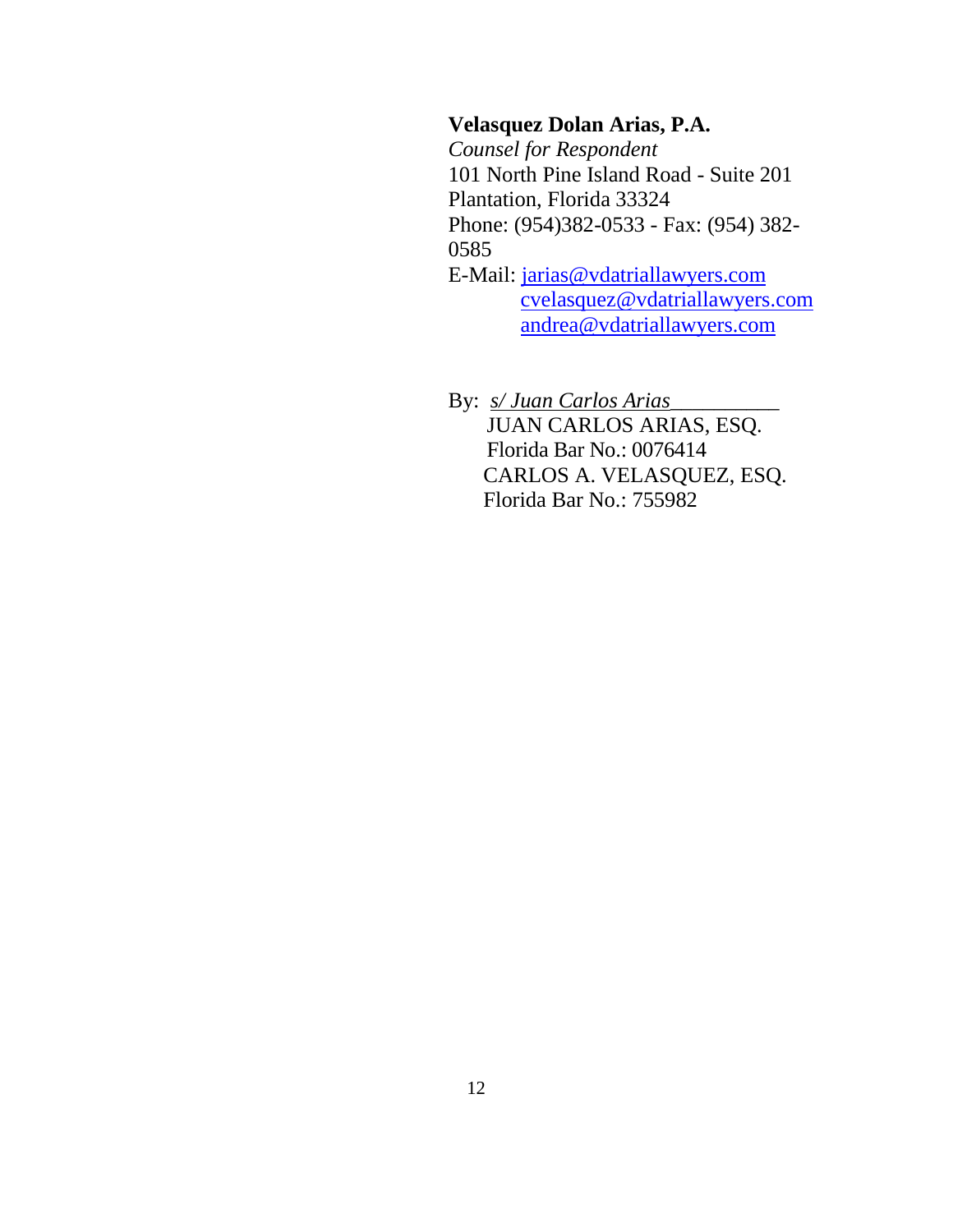**Velasquez Dolan Arias, P.A.**
*Counsel for Respondent*
101 North Pine Island Road - Suite 201
Plantation, Florida 33324
Phone: (954)382-0533 - Fax: (954) 382-0585
E-Mail: jarias@vdatriallawyers.com
cvelasquez@vdatriallawyers.com
andrea@vdatriallawyers.com

By: *s/ Juan Carlos Arias*__________
JUAN CARLOS ARIAS, ESQ.
Florida Bar No.: 0076414
CARLOS A. VELASQUEZ, ESQ.
Florida Bar No.: 755982